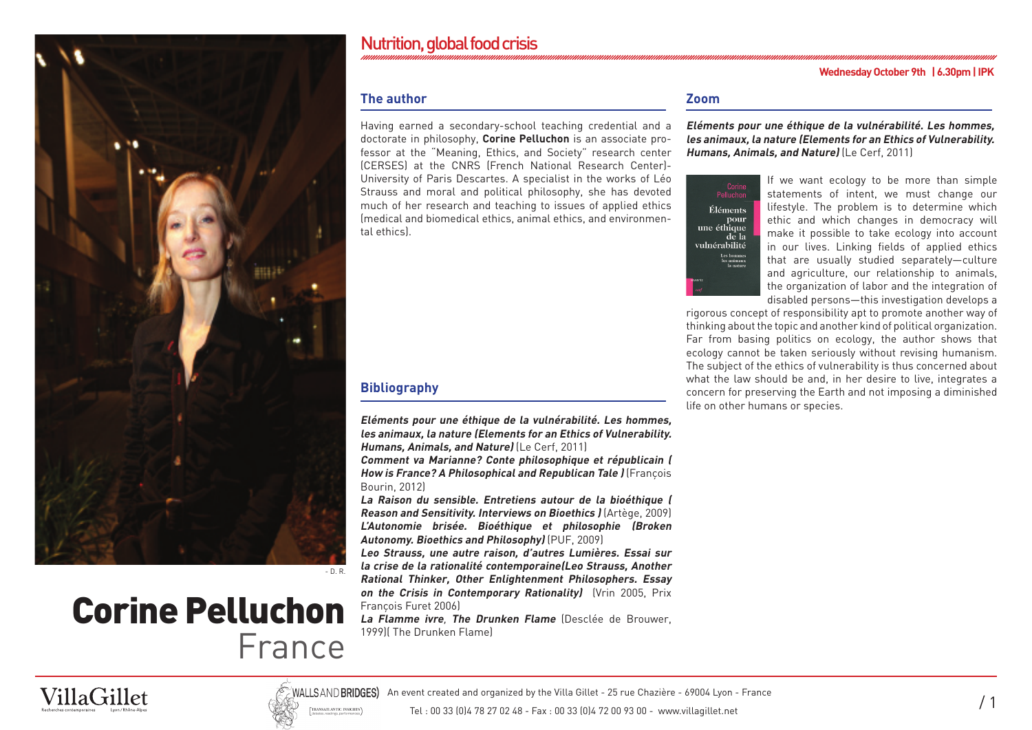# Corine Pelluchon

France

- D. R.

## Nutrition, global food crisis

**Wednesday October 9th | 6.30pm | IPK**

### The author

Having earned a secondary-school teaching credential and a doctorate in philosophy, **Corine Pelluchon** is an associate professor at the "Meaning, Ethics, and Society" research center (CERSES) at the CNRS (French National Research Center)-University of Paris Descartes. A specialist in the works of Léo Strauss and moral and political philosophy, she has devoted much of her research and teaching to issues of applied ethics (medical and biomedical ethics, animal ethics, and environmental ethics).

### Bibliography

***Eléments pour une éthique de la vulnérabilité. Les hommes, les animaux, la nature (Elements for an Ethics of Vulnerability. Humans, Animals, and Nature)*** (Le Cerf, 2011)

***Comment va Marianne? Conte philosophique et républicain ( How is France? A Philosophical and Republican Tale )*** (François Bourin, 2012)

***La Raison du sensible. Entretiens autour de la bioéthique ( Reason and Sensitivity. Interviews on Bioethics )*** (Artège, 2009)

***L'Autonomie brisée. Bioéthique et philosophie (Broken Autonomy. Bioethics and Philosophy)*** (PUF, 2009)

***Leo Strauss, une autre raison, d'autres Lumières. Essai sur la crise de la rationalité contemporaine(Leo Strauss, Another Rational Thinker, Other Enlightenment Philosophers. Essay on the Crisis in Contemporary Rationality)*** (Vrin 2005, Prix François Furet 2006)

***La Flamme ivre*, *The Drunken Flame*** (Desclée de Brouwer, 1999)( The Drunken Flame)

### Zoom

***Eléments pour une éthique de la vulnérabilité. Les hommes, les animaux, la nature (Elements for an Ethics of Vulnerability. Humans, Animals, and Nature)*** (Le Cerf, 2011)

If we want ecology to be more than simple statements of intent, we must change our lifestyle. The problem is to determine which ethic and which changes in democracy will make it possible to take ecology into account in our lives. Linking fields of applied ethics that are usually studied separately—culture and agriculture, our relationship to animals, the organization of labor and the integration of disabled persons—this investigation develops a rigorous concept of responsibility apt to promote another way of thinking about the topic and another kind of political organization. Far from basing politics on ecology, the author shows that ecology cannot be taken seriously without revising humanism. The subject of the ethics of vulnerability is thus concerned about what the law should be and, in her desire to live, integrates a concern for preserving the Earth and not imposing a diminished life on other humans or species.

An event created and organized by the Villa Gillet - 25 rue Chazière - 69004 Lyon - France
Tel : 00 33 (0)4 78 27 02 48 - Fax : 00 33 (0)4 72 00 93 00 - www.villagillet.net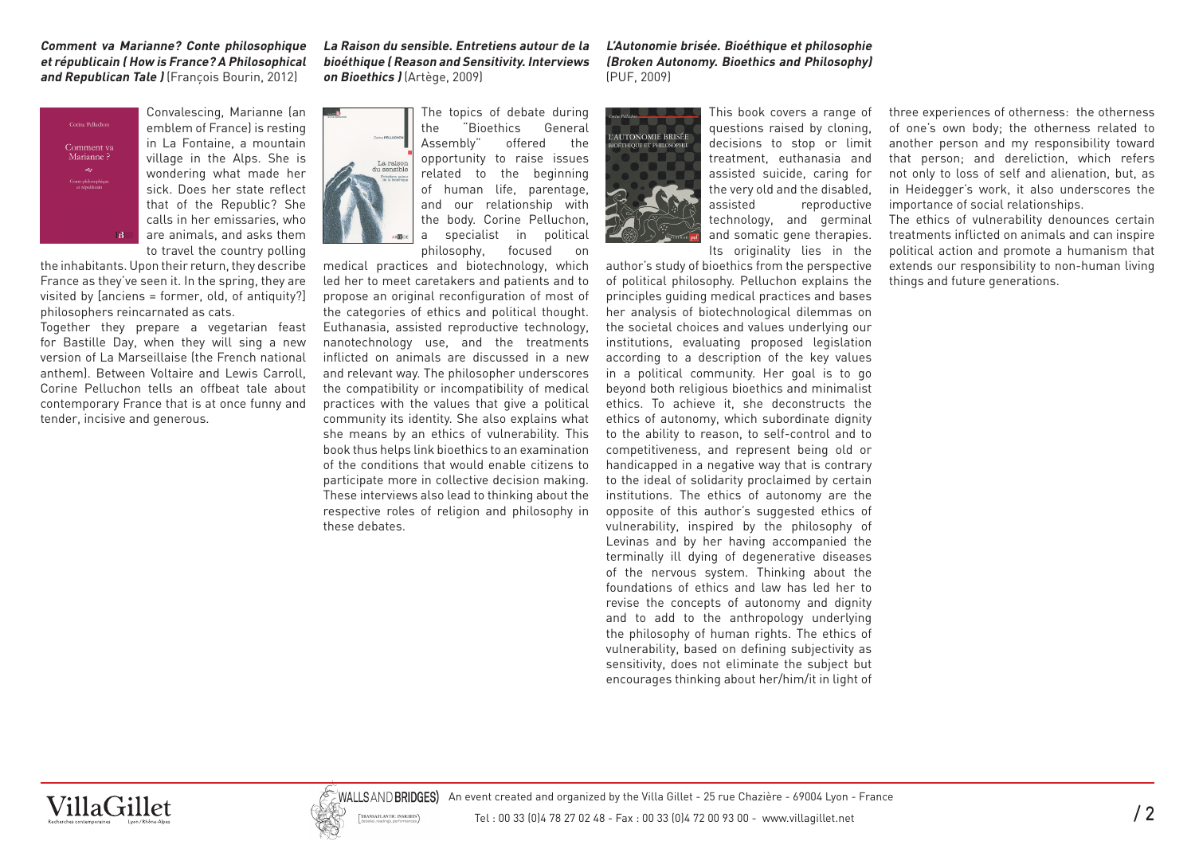***Comment va Marianne? Conte philosophique et républicain ( How is France? A Philosophical and Republican Tale )*** (François Bourin, 2012)

Convalescing, Marianne (an emblem of France) is resting in La Fontaine, a mountain village in the Alps. She is wondering what made her sick. Does her state reflect that of the Republic? She calls in her emissaries, who are animals, and asks them to travel the country polling the inhabitants. Upon their return, they describe France as they've seen it. In the spring, they are visited by [anciens = former, old, of antiquity?] philosophers reincarnated as cats.

Together they prepare a vegetarian feast for Bastille Day, when they will sing a new version of La Marseillaise (the French national anthem). Between Voltaire and Lewis Carroll, Corine Pelluchon tells an offbeat tale about contemporary France that is at once funny and tender, incisive and generous.

***La Raison du sensible. Entretiens autour de la bioéthique ( Reason and Sensitivity. Interviews on Bioethics )*** (Artège, 2009)

The topics of debate during the "Bioethics General Assembly" offered the opportunity to raise issues related to the beginning of human life, parentage, and our relationship with the body. Corine Pelluchon, a specialist in political philosophy, focused on medical practices and biotechnology, which led her to meet caretakers and patients and to propose an original reconfiguration of most of the categories of ethics and political thought. Euthanasia, assisted reproductive technology, nanotechnology use, and the treatments inflicted on animals are discussed in a new and relevant way. The philosopher underscores the compatibility or incompatibility of medical practices with the values that give a political community its identity. She also explains what she means by an ethics of vulnerability. This book thus helps link bioethics to an examination of the conditions that would enable citizens to participate more in collective decision making. These interviews also lead to thinking about the respective roles of religion and philosophy in these debates.

***L'Autonomie brisée. Bioéthique et philosophie (Broken Autonomy. Bioethics and Philosophy)*** (PUF, 2009)

This book covers a range of questions raised by cloning, decisions to stop or limit treatment, euthanasia and assisted suicide, caring for the very old and the disabled, assisted reproductive technology, and germinal and somatic gene therapies. Its originality lies in the author's study of bioethics from the perspective of political philosophy. Pelluchon explains the principles guiding medical practices and bases her analysis of biotechnological dilemmas on the societal choices and values underlying our institutions, evaluating proposed legislation according to a description of the key values in a political community. Her goal is to go beyond both religious bioethics and minimalist ethics. To achieve it, she deconstructs the ethics of autonomy, which subordinate dignity to the ability to reason, to self-control and to competitiveness, and represent being old or handicapped in a negative way that is contrary to the ideal of solidarity proclaimed by certain institutions. The ethics of autonomy are the opposite of this author's suggested ethics of vulnerability, inspired by the philosophy of Levinas and by her having accompanied the terminally ill dying of degenerative diseases of the nervous system. Thinking about the foundations of ethics and law has led her to revise the concepts of autonomy and dignity and to add to the anthropology underlying the philosophy of human rights. The ethics of vulnerability, based on defining subjectivity as sensitivity, does not eliminate the subject but encourages thinking about her/him/it in light of three experiences of otherness: the otherness of one's own body; the otherness related to another person and my responsibility toward that person; and dereliction, which refers not only to loss of self and alienation, but, as in Heidegger's work, it also underscores the importance of social relationships.

The ethics of vulnerability denounces certain treatments inflicted on animals and can inspire political action and promote a humanism that extends our responsibility to non-human living things and future generations.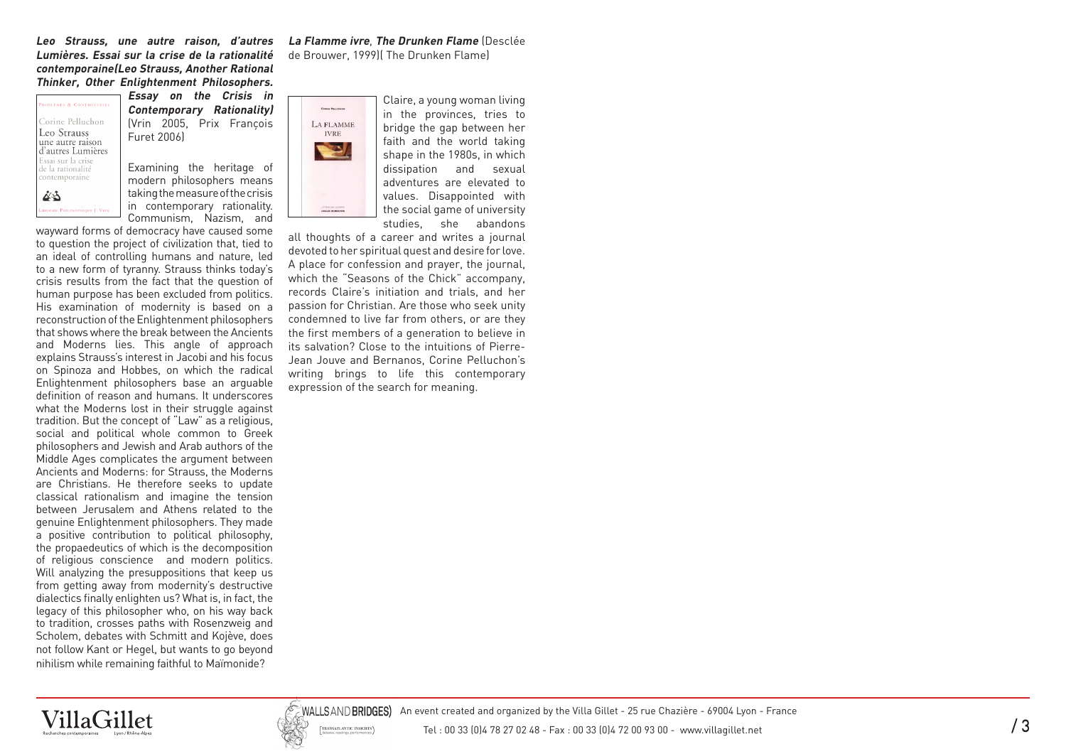***Leo Strauss, une autre raison, d'autres Lumières. Essai sur la crise de la rationalité contemporaine(Leo Strauss, Another Rational Thinker, Other Enlightenment Philosophers. Essay on the Crisis in Contemporary Rationality)*** (Vrin 2005, Prix François Furet 2006)

Examining the heritage of modern philosophers means taking the measure of the crisis in contemporary rationality. Communism, Nazism, and wayward forms of democracy have caused some to question the project of civilization that, tied to an ideal of controlling humans and nature, led to a new form of tyranny. Strauss thinks today's crisis results from the fact that the question of human purpose has been excluded from politics. His examination of modernity is based on a reconstruction of the Enlightenment philosophers that shows where the break between the Ancients and Moderns lies. This angle of approach explains Strauss's interest in Jacobi and his focus on Spinoza and Hobbes, on which the radical Enlightenment philosophers base an arguable definition of reason and humans. It underscores what the Moderns lost in their struggle against tradition. But the concept of "Law" as a religious, social and political whole common to Greek philosophers and Jewish and Arab authors of the Middle Ages complicates the argument between Ancients and Moderns: for Strauss, the Moderns are Christians. He therefore seeks to update classical rationalism and imagine the tension between Jerusalem and Athens related to the genuine Enlightenment philosophers. They made a positive contribution to political philosophy, the propaedeutics of which is the decomposition of religious conscience and modern politics. Will analyzing the presuppositions that keep us from getting away from modernity's destructive dialectics finally enlighten us? What is, in fact, the legacy of this philosopher who, on his way back to tradition, crosses paths with Rosenzweig and Scholem, debates with Schmitt and Kojève, does not follow Kant or Hegel, but wants to go beyond nihilism while remaining faithful to Maïmonide?

***La Flamme ivre*, *The Drunken Flame*** (Desclée de Brouwer, 1999)( The Drunken Flame)

Claire, a young woman living in the provinces, tries to bridge the gap between her faith and the world taking shape in the 1980s, in which dissipation and sexual adventures are elevated to values. Disappointed with the social game of university studies, she abandons all thoughts of a career and writes a journal devoted to her spiritual quest and desire for love. A place for confession and prayer, the journal, which the "Seasons of the Chick" accompany, records Claire's initiation and trials, and her passion for Christian. Are those who seek unity condemned to live far from others, or are they the first members of a generation to believe in its salvation? Close to the intuitions of Pierre-Jean Jouve and Bernanos, Corine Pelluchon's writing brings to life this contemporary expression of the search for meaning.